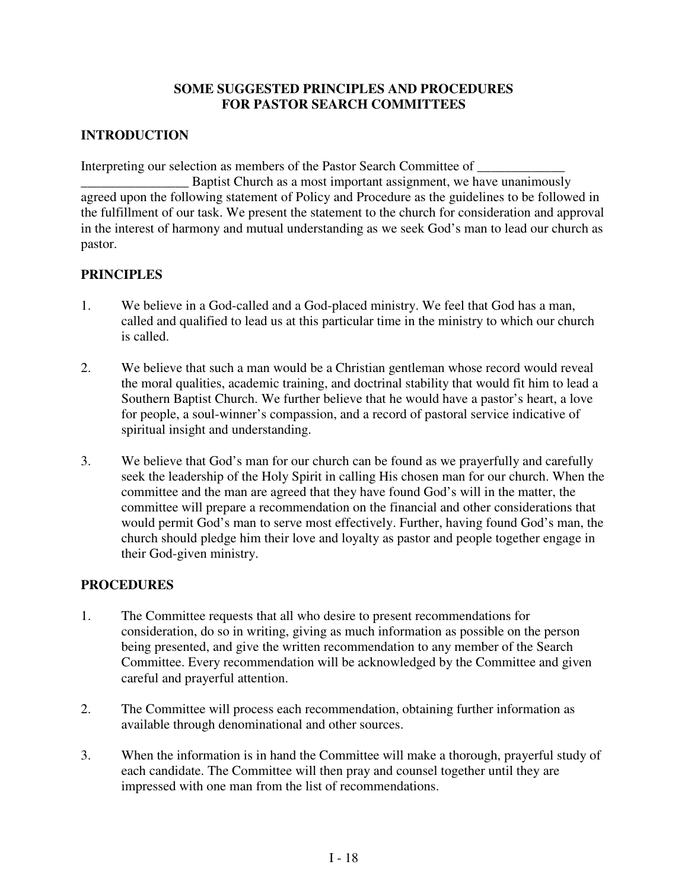# SOME SUGGESTED PRINCIPLES AND PROCEDURES FOR PASTOR SEARCH COMMITTEES

## INTRODUCTION

Interpreting our selection as members of the Pastor Search Committee of _____________ ________________ Baptist Church as a most important assignment, we have unanimously agreed upon the following statement of Policy and Procedure as the guidelines to be followed in the fulfillment of our task. We present the statement to the church for consideration and approval in the interest of harmony and mutual understanding as we seek God's man to lead our church as pastor.

## PRINCIPLES

1. We believe in a God-called and a God-placed ministry. We feel that God has a man, called and qualified to lead us at this particular time in the ministry to which our church is called.

2. We believe that such a man would be a Christian gentleman whose record would reveal the moral qualities, academic training, and doctrinal stability that would fit him to lead a Southern Baptist Church. We further believe that he would have a pastor's heart, a love for people, a soul-winner's compassion, and a record of pastoral service indicative of spiritual insight and understanding.

3. We believe that God's man for our church can be found as we prayerfully and carefully seek the leadership of the Holy Spirit in calling His chosen man for our church. When the committee and the man are agreed that they have found God's will in the matter, the committee will prepare a recommendation on the financial and other considerations that would permit God's man to serve most effectively. Further, having found God's man, the church should pledge him their love and loyalty as pastor and people together engage in their God-given ministry.

## PROCEDURES

1. The Committee requests that all who desire to present recommendations for consideration, do so in writing, giving as much information as possible on the person being presented, and give the written recommendation to any member of the Search Committee. Every recommendation will be acknowledged by the Committee and given careful and prayerful attention.

2. The Committee will process each recommendation, obtaining further information as available through denominational and other sources.

3. When the information is in hand the Committee will make a thorough, prayerful study of each candidate. The Committee will then pray and counsel together until they are impressed with one man from the list of recommendations.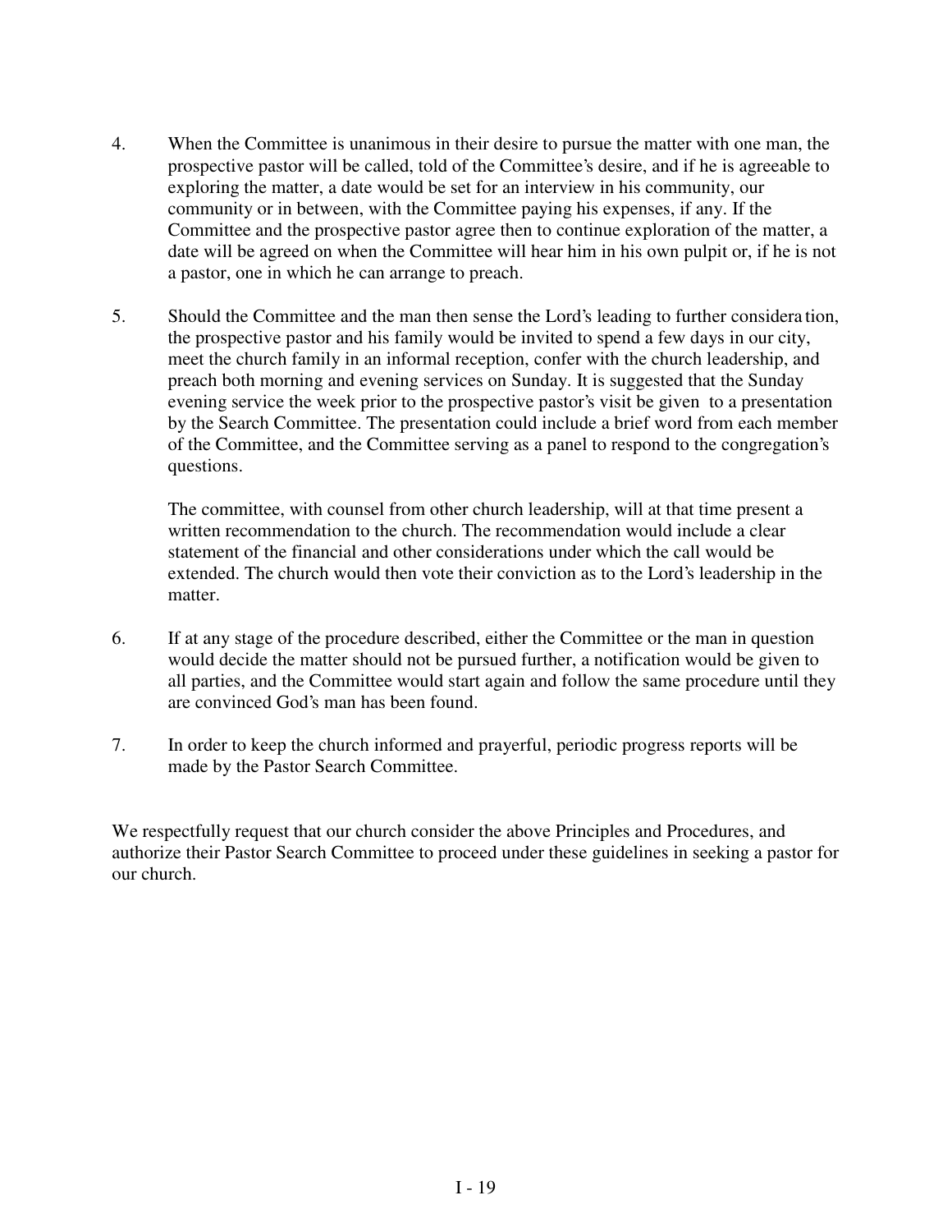4. When the Committee is unanimous in their desire to pursue the matter with one man, the prospective pastor will be called, told of the Committee's desire, and if he is agreeable to exploring the matter, a date would be set for an interview in his community, our community or in between, with the Committee paying his expenses, if any. If the Committee and the prospective pastor agree then to continue exploration of the matter, a date will be agreed on when the Committee will hear him in his own pulpit or, if he is not a pastor, one in which he can arrange to preach.

5. Should the Committee and the man then sense the Lord's leading to further consideration, the prospective pastor and his family would be invited to spend a few days in our city, meet the church family in an informal reception, confer with the church leadership, and preach both morning and evening services on Sunday. It is suggested that the Sunday evening service the week prior to the prospective pastor's visit be given to a presentation by the Search Committee. The presentation could include a brief word from each member of the Committee, and the Committee serving as a panel to respond to the congregation's questions.

   The committee, with counsel from other church leadership, will at that time present a written recommendation to the church. The recommendation would include a clear statement of the financial and other considerations under which the call would be extended. The church would then vote their conviction as to the Lord's leadership in the matter.

6. If at any stage of the procedure described, either the Committee or the man in question would decide the matter should not be pursued further, a notification would be given to all parties, and the Committee would start again and follow the same procedure until they are convinced God's man has been found.

7. In order to keep the church informed and prayerful, periodic progress reports will be made by the Pastor Search Committee.

We respectfully request that our church consider the above Principles and Procedures, and authorize their Pastor Search Committee to proceed under these guidelines in seeking a pastor for our church.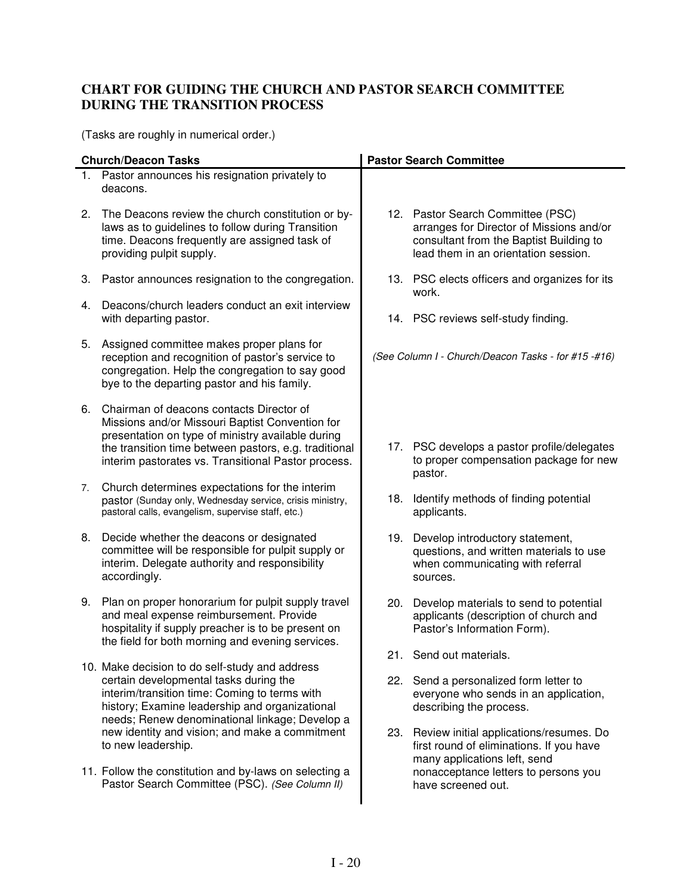## CHART FOR GUIDING THE CHURCH AND PASTOR SEARCH COMMITTEE DURING THE TRANSITION PROCESS

(Tasks are roughly in numerical order.)

| Church/Deacon Tasks | Pastor Search Committee |
|---|---|
| 1. Pastor announces his resignation privately to deacons. | |
| 2. The Deacons review the church constitution or by-laws as to guidelines to follow during Transition time. Deacons frequently are assigned task of providing pulpit supply. | 12. Pastor Search Committee (PSC) arranges for Director of Missions and/or consultant from the Baptist Building to lead them in an orientation session. |
| 3. Pastor announces resignation to the congregation. | 13. PSC elects officers and organizes for its work. |
| 4. Deacons/church leaders conduct an exit interview with departing pastor. | 14. PSC reviews self-study finding. |
| 5. Assigned committee makes proper plans for reception and recognition of pastor's service to congregation. Help the congregation to say good bye to the departing pastor and his family. | *(See Column I - Church/Deacon Tasks - for #15 -#16)* |
| 6. Chairman of deacons contacts Director of Missions and/or Missouri Baptist Convention for presentation on type of ministry available during the transition time between pastors, e.g. traditional interim pastorates vs. Transitional Pastor process. | 17. PSC develops a pastor profile/delegates to proper compensation package for new pastor. |
| 7. Church determines expectations for the interim pastor (Sunday only, Wednesday service, crisis ministry, pastoral calls, evangelism, supervise staff, etc.) | 18. Identify methods of finding potential applicants. |
| 8. Decide whether the deacons or designated committee will be responsible for pulpit supply or interim. Delegate authority and responsibility accordingly. | 19. Develop introductory statement, questions, and written materials to use when communicating with referral sources. |
| 9. Plan on proper honorarium for pulpit supply travel and meal expense reimbursement. Provide hospitality if supply preacher is to be present on the field for both morning and evening services. | 20. Develop materials to send to potential applicants (description of church and Pastor's Information Form). |
| | 21. Send out materials. |
| 10. Make decision to do self-study and address certain developmental tasks during the interim/transition time: Coming to terms with history; Examine leadership and organizational needs; Renew denominational linkage; Develop a new identity and vision; and make a commitment to new leadership. | 22. Send a personalized form letter to everyone who sends in an application, describing the process. |
| | 23. Review initial applications/resumes. Do first round of eliminations. If you have many applications left, send nonacceptance letters to persons you have screened out. |
| 11. Follow the constitution and by-laws on selecting a Pastor Search Committee (PSC). *(See Column II)* | |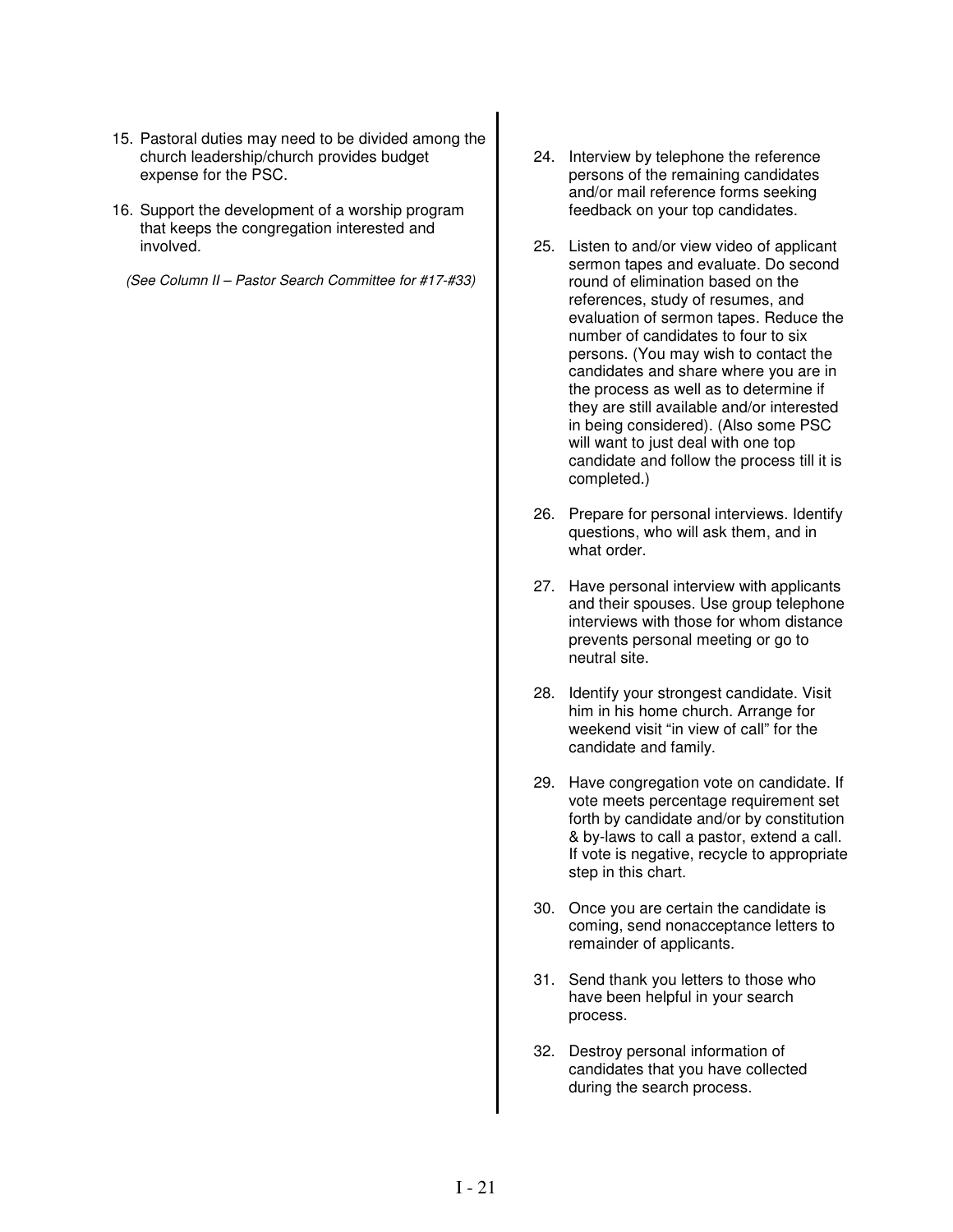15. Pastoral duties may need to be divided among the church leadership/church provides budget expense for the PSC.

16. Support the development of a worship program that keeps the congregation interested and involved.

*(See Column II – Pastor Search Committee for #17-#33)*

24. Interview by telephone the reference persons of the remaining candidates and/or mail reference forms seeking feedback on your top candidates.

25. Listen to and/or view video of applicant sermon tapes and evaluate. Do second round of elimination based on the references, study of resumes, and evaluation of sermon tapes. Reduce the number of candidates to four to six persons. (You may wish to contact the candidates and share where you are in the process as well as to determine if they are still available and/or interested in being considered). (Also some PSC will want to just deal with one top candidate and follow the process till it is completed.)

26. Prepare for personal interviews. Identify questions, who will ask them, and in what order.

27. Have personal interview with applicants and their spouses. Use group telephone interviews with those for whom distance prevents personal meeting or go to neutral site.

28. Identify your strongest candidate. Visit him in his home church. Arrange for weekend visit "in view of call" for the candidate and family.

29. Have congregation vote on candidate. If vote meets percentage requirement set forth by candidate and/or by constitution & by-laws to call a pastor, extend a call. If vote is negative, recycle to appropriate step in this chart.

30. Once you are certain the candidate is coming, send nonacceptance letters to remainder of applicants.

31. Send thank you letters to those who have been helpful in your search process.

32. Destroy personal information of candidates that you have collected during the search process.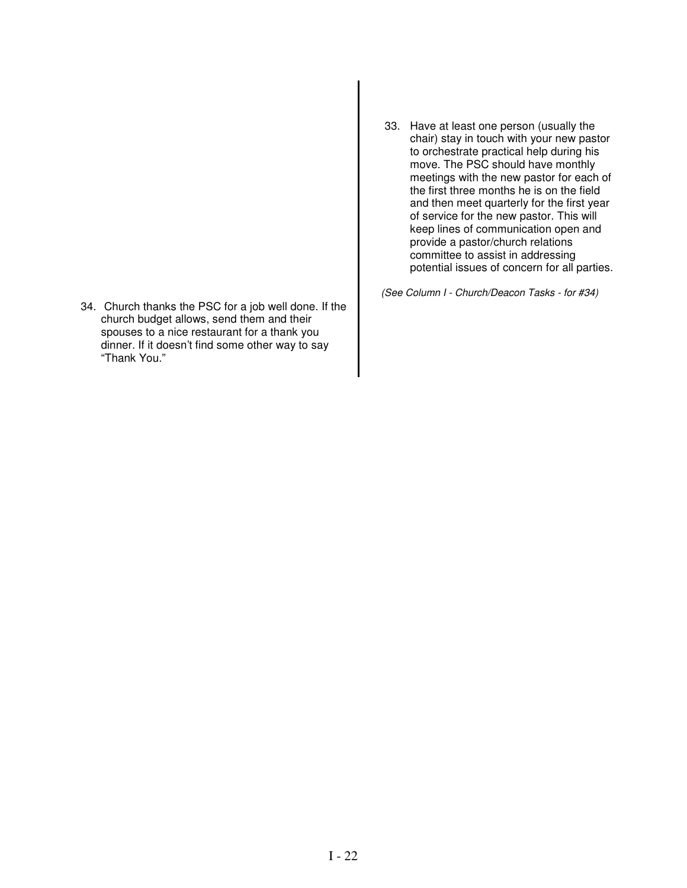33. Have at least one person (usually the chair) stay in touch with your new pastor to orchestrate practical help during his move. The PSC should have monthly meetings with the new pastor for each of the first three months he is on the field and then meet quarterly for the first year of service for the new pastor. This will keep lines of communication open and provide a pastor/church relations committee to assist in addressing potential issues of concern for all parties.

*(See Column I - Church/Deacon Tasks - for #34)*

34. Church thanks the PSC for a job well done. If the church budget allows, send them and their spouses to a nice restaurant for a thank you dinner. If it doesn't find some other way to say "Thank You."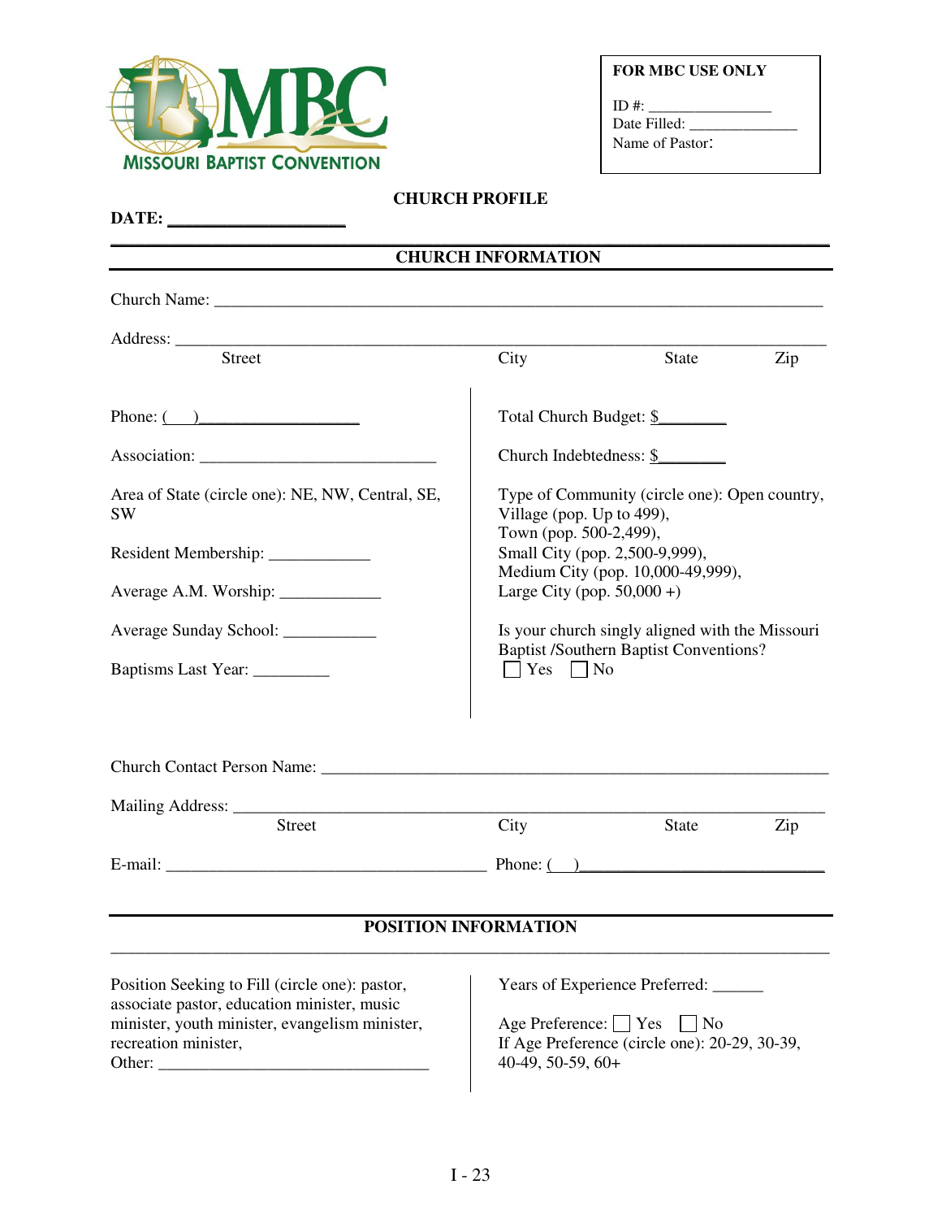MISSOURI BAPTIST CONVENTION

**FOR MBC USE ONLY**

ID #: ________________
Date Filled: ______________
Name of Pastor:

## CHURCH PROFILE

**DATE: ____________________**

### CHURCH INFORMATION

Church Name: ______________________________________________________________________

Address: __________________________________________________________________________
Street City State Zip

Phone: (___)___________________

Association: ____________________________

Area of State (circle one): NE, NW, Central, SE, SW

Resident Membership: ___________

Average A.M. Worship: ___________

Average Sunday School: ___________

Baptisms Last Year: _________

Total Church Budget: $________

Church Indebtedness: $________

Type of Community (circle one): Open country, Village (pop. Up to 499), Town (pop. 500-2,499), Small City (pop. 2,500-9,999), Medium City (pop. 10,000-49,999), Large City (pop. 50,000 +)

Is your church singly aligned with the Missouri Baptist /Southern Baptist Conventions?
☐ Yes ☐ No

Church Contact Person Name: _________________________________________________________

Mailing Address: _________________________________________________________________
Street City State Zip

E-mail: ______________________________________ Phone: (___)____________________________

### POSITION INFORMATION

Position Seeking to Fill (circle one): pastor, associate pastor, education minister, music minister, youth minister, evangelism minister, recreation minister,
Other: ________________________________

Years of Experience Preferred: ______

Age Preference: ☐ Yes ☐ No
If Age Preference (circle one): 20-29, 30-39, 40-49, 50-59, 60+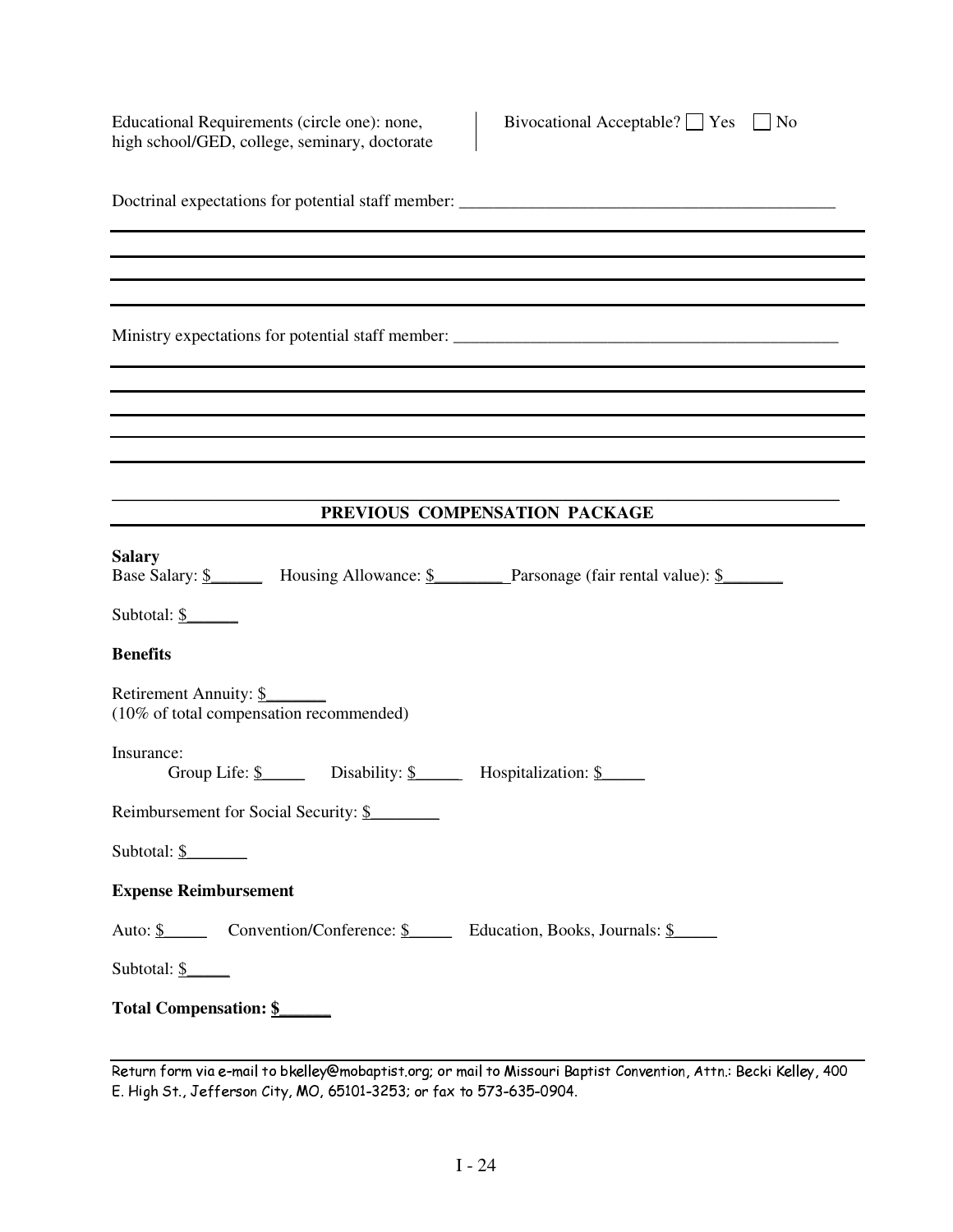Educational Requirements (circle one): none, high school/GED, college, seminary, doctorate

Bivocational Acceptable? ☐ Yes ☐ No

Doctrinal expectations for potential staff member: ______________________________________________

______________________________________________________________________________

______________________________________________________________________________

______________________________________________________________________________

______________________________________________________________________________

Ministry expectations for potential staff member: ______________________________________________

______________________________________________________________________________

______________________________________________________________________________

______________________________________________________________________________

______________________________________________________________________________

______________________________________________________________________________

## PREVIOUS COMPENSATION PACKAGE

**Salary**

Base Salary: $______ Housing Allowance: $________ Parsonage (fair rental value): $_______

Subtotal: $______

**Benefits**

Retirement Annuity: $_______
(10% of total compensation recommended)

Insurance:

Group Life: $_____ Disability: $_____ Hospitalization: $_____

Reimbursement for Social Security: $________

Subtotal: $_______

**Expense Reimbursement**

Auto: $_____ Convention/Conference: $_____ Education, Books, Journals: $_____

Subtotal: $_____

**Total Compensation: $______**

Return form via e-mail to bkelley@mobaptist.org; or mail to Missouri Baptist Convention, Attn.: Becki Kelley, 400 E. High St., Jefferson City, MO, 65101-3253; or fax to 573-635-0904.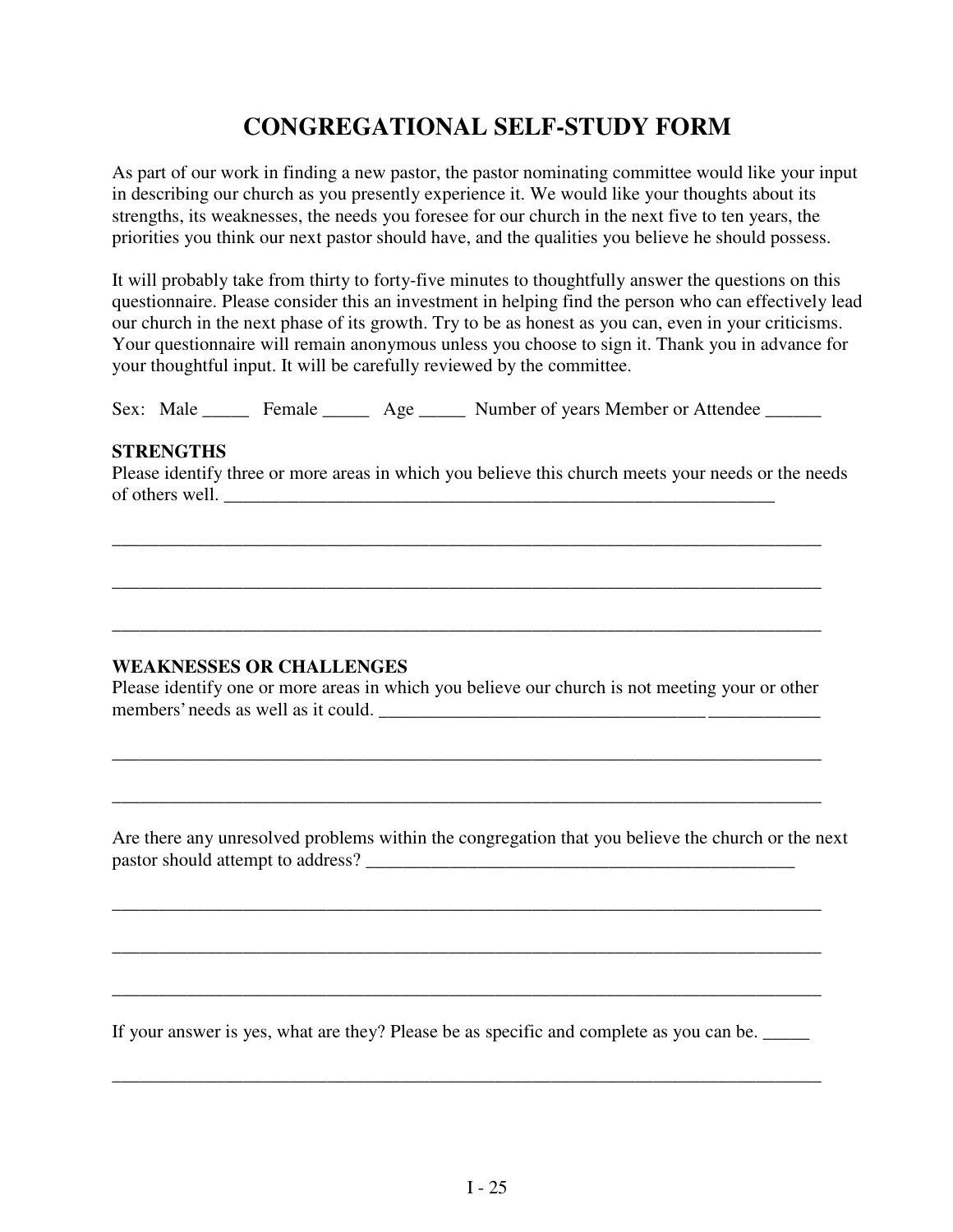# CONGREGATIONAL SELF-STUDY FORM

As part of our work in finding a new pastor, the pastor nominating committee would like your input in describing our church as you presently experience it. We would like your thoughts about its strengths, its weaknesses, the needs you foresee for our church in the next five to ten years, the priorities you think our next pastor should have, and the qualities you believe he should possess.

It will probably take from thirty to forty-five minutes to thoughtfully answer the questions on this questionnaire. Please consider this an investment in helping find the person who can effectively lead our church in the next phase of its growth. Try to be as honest as you can, even in your criticisms. Your questionnaire will remain anonymous unless you choose to sign it. Thank you in advance for your thoughtful input. It will be carefully reviewed by the committee.

Sex: Male _____ Female _____ Age _____ Number of years Member or Attendee ______

**STRENGTHS**

Please identify three or more areas in which you believe this church meets your needs or the needs of others well. ____________________________________________________________

______________________________________________________________________________

______________________________________________________________________________

______________________________________________________________________________

**WEAKNESSES OR CHALLENGES**

Please identify one or more areas in which you believe our church is not meeting your or other members' needs as well as it could. ________________________________________________

______________________________________________________________________________

______________________________________________________________________________

Are there any unresolved problems within the congregation that you believe the church or the next pastor should attempt to address? _______________________________________________

______________________________________________________________________________

______________________________________________________________________________

______________________________________________________________________________

If your answer is yes, what are they? Please be as specific and complete as you can be. _____

______________________________________________________________________________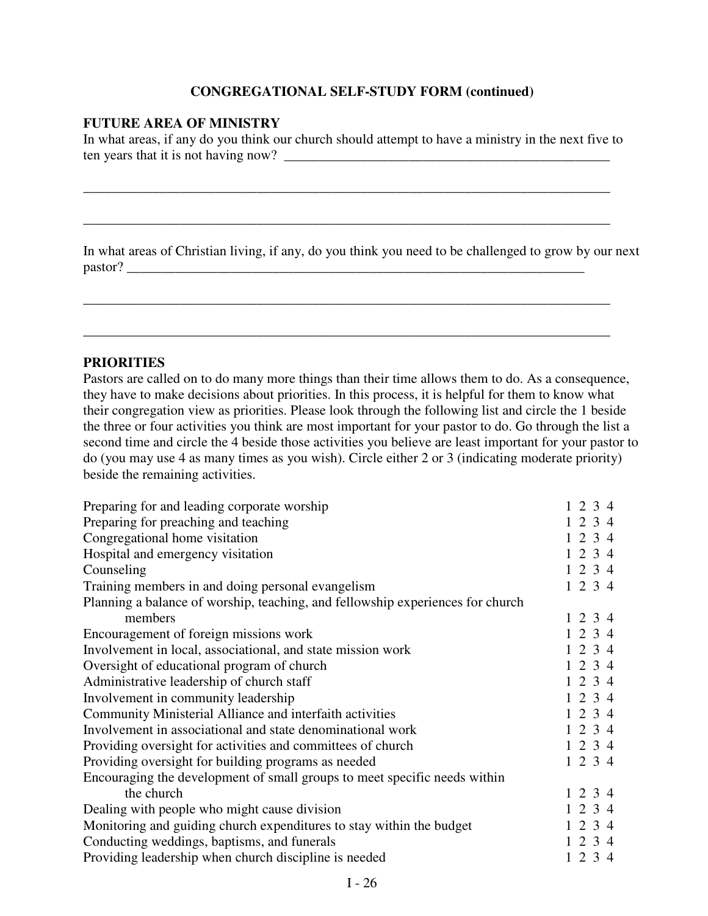## CONGREGATIONAL SELF-STUDY FORM (continued)

### FUTURE AREA OF MINISTRY

In what areas, if any do you think our church should attempt to have a ministry in the next five to ten years that it is not having now? ________________________________________________

________________________________________________________________________________

________________________________________________________________________________

In what areas of Christian living, if any, do you think you need to be challenged to grow by our next pastor? ______________________________________________________________________

________________________________________________________________________________

________________________________________________________________________________

### PRIORITIES

Pastors are called on to do many more things than their time allows them to do. As a consequence, they have to make decisions about priorities. In this process, it is helpful for them to know what their congregation view as priorities. Please look through the following list and circle the 1 beside the three or four activities you think are most important for your pastor to do. Go through the list a second time and circle the 4 beside those activities you believe are least important for your pastor to do (you may use 4 as many times as you wish). Circle either 2 or 3 (indicating moderate priority) beside the remaining activities.

| Activity | Priority |
|---|---|
| Preparing for and leading corporate worship | 1 2 3 4 |
| Preparing for preaching and teaching | 1 2 3 4 |
| Congregational home visitation | 1 2 3 4 |
| Hospital and emergency visitation | 1 2 3 4 |
| Counseling | 1 2 3 4 |
| Training members in and doing personal evangelism | 1 2 3 4 |
| Planning a balance of worship, teaching, and fellowship experiences for church members | 1 2 3 4 |
| Encouragement of foreign missions work | 1 2 3 4 |
| Involvement in local, associational, and state mission work | 1 2 3 4 |
| Oversight of educational program of church | 1 2 3 4 |
| Administrative leadership of church staff | 1 2 3 4 |
| Involvement in community leadership | 1 2 3 4 |
| Community Ministerial Alliance and interfaith activities | 1 2 3 4 |
| Involvement in associational and state denominational work | 1 2 3 4 |
| Providing oversight for activities and committees of church | 1 2 3 4 |
| Providing oversight for building programs as needed | 1 2 3 4 |
| Encouraging the development of small groups to meet specific needs within the church | 1 2 3 4 |
| Dealing with people who might cause division | 1 2 3 4 |
| Monitoring and guiding church expenditures to stay within the budget | 1 2 3 4 |
| Conducting weddings, baptisms, and funerals | 1 2 3 4 |
| Providing leadership when church discipline is needed | 1 2 3 4 |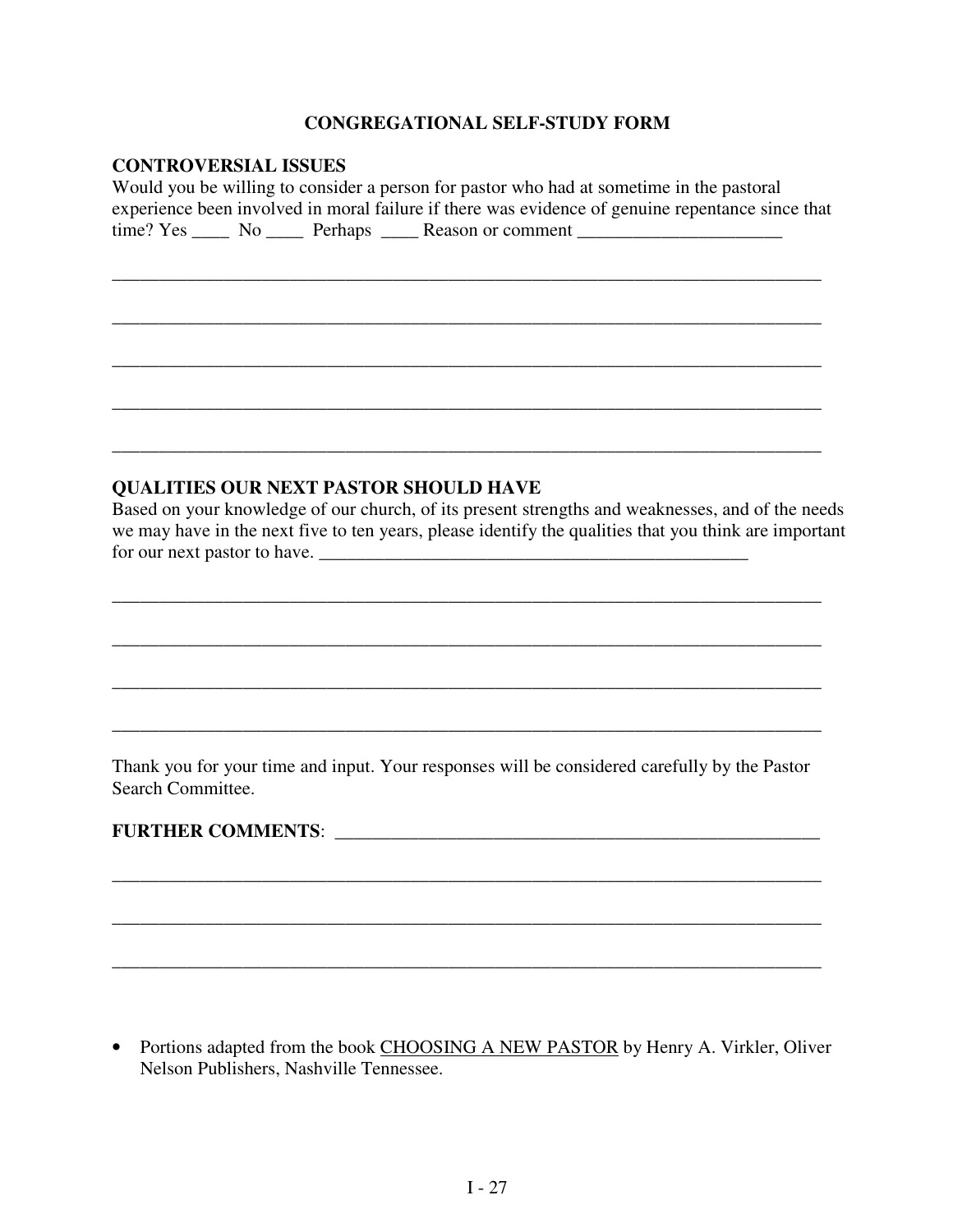# CONGREGATIONAL SELF-STUDY FORM

## CONTROVERSIAL ISSUES

Would you be willing to consider a person for pastor who had at sometime in the pastoral experience been involved in moral failure if there was evidence of genuine repentance since that time? Yes ____ No ____ Perhaps ____ Reason or comment ______________________

_____________________________________________________________________________

_____________________________________________________________________________

_____________________________________________________________________________

_____________________________________________________________________________

_____________________________________________________________________________

## QUALITIES OUR NEXT PASTOR SHOULD HAVE

Based on your knowledge of our church, of its present strengths and weaknesses, and of the needs we may have in the next five to ten years, please identify the qualities that you think are important for our next pastor to have. ________________________________________________

_____________________________________________________________________________

_____________________________________________________________________________

_____________________________________________________________________________

_____________________________________________________________________________

Thank you for your time and input. Your responses will be considered carefully by the Pastor Search Committee.

**FURTHER COMMENTS**: ______________________________________________________

_____________________________________________________________________________

_____________________________________________________________________________

_____________________________________________________________________________

- Portions adapted from the book CHOOSING A NEW PASTOR by Henry A. Virkler, Oliver Nelson Publishers, Nashville Tennessee.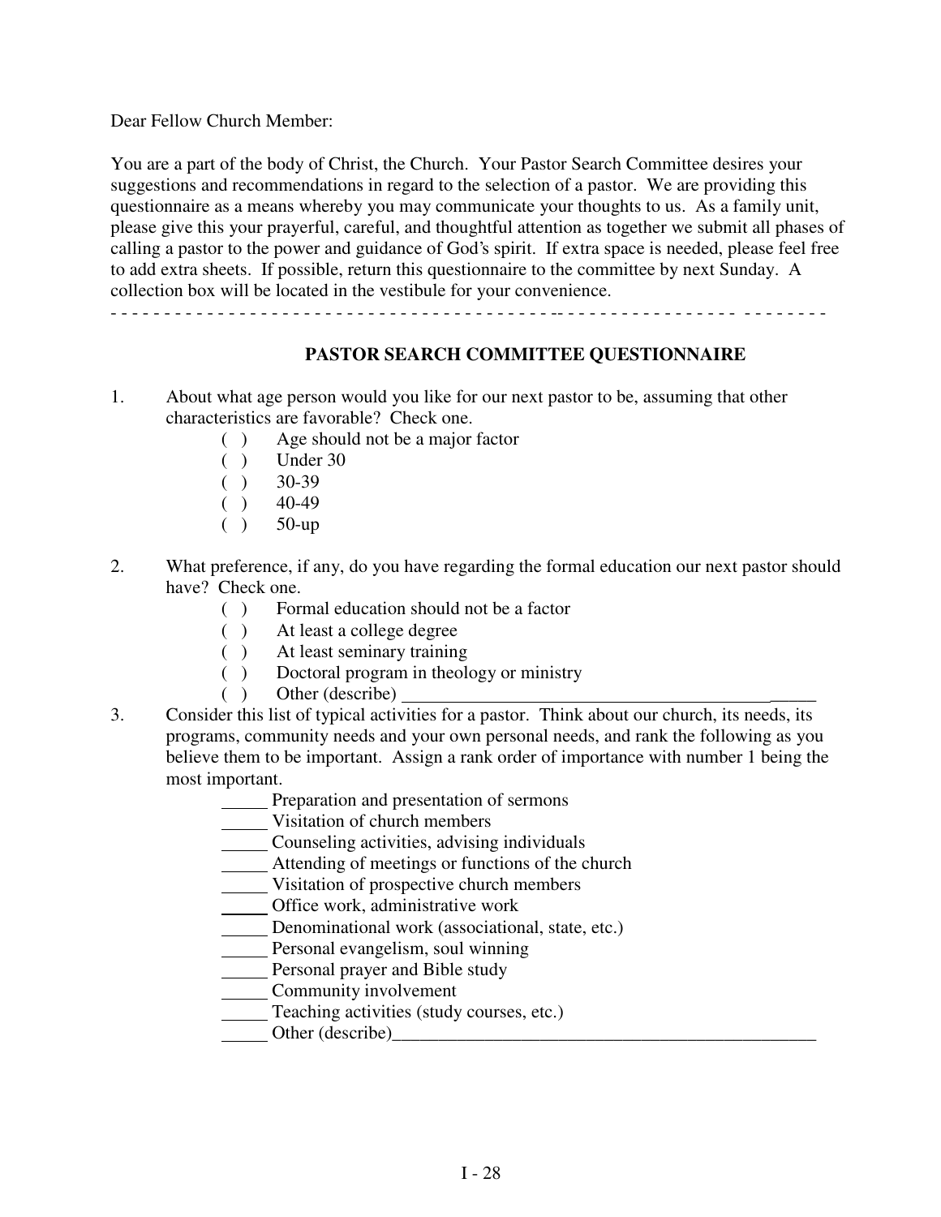Dear Fellow Church Member:

You are a part of the body of Christ, the Church. Your Pastor Search Committee desires your suggestions and recommendations in regard to the selection of a pastor. We are providing this questionnaire as a means whereby you may communicate your thoughts to us. As a family unit, please give this your prayerful, careful, and thoughtful attention as together we submit all phases of calling a pastor to the power and guidance of God's spirit. If extra space is needed, please feel free to add extra sheets. If possible, return this questionnaire to the committee by next Sunday. A collection box will be located in the vestibule for your convenience.

- - - - - - - - - - - - - - - - - - - - - - - - - - - - - - - - - - - - - - - - - - - - - - - - - - - - - - - - - - - - - - - -

## PASTOR SEARCH COMMITTEE QUESTIONNAIRE

1. About what age person would you like for our next pastor to be, assuming that other characteristics are favorable? Check one.
   - ( ) Age should not be a major factor
   - ( ) Under 30
   - ( ) 30-39
   - ( ) 40-49
   - ( ) 50-up

2. What preference, if any, do you have regarding the formal education our next pastor should have? Check one.
   - ( ) Formal education should not be a factor
   - ( ) At least a college degree
   - ( ) At least seminary training
   - ( ) Doctoral program in theology or ministry
   - ( ) Other (describe) ______________________________________________

3. Consider this list of typical activities for a pastor. Think about our church, its needs, its programs, community needs and your own personal needs, and rank the following as you believe them to be important. Assign a rank order of importance with number 1 being the most important.
   - _____ Preparation and presentation of sermons
   - _____ Visitation of church members
   - _____ Counseling activities, advising individuals
   - _____ Attending of meetings or functions of the church
   - _____ Visitation of prospective church members
   - _____ Office work, administrative work
   - _____ Denominational work (associational, state, etc.)
   - _____ Personal evangelism, soul winning
   - _____ Personal prayer and Bible study
   - _____ Community involvement
   - _____ Teaching activities (study courses, etc.)
   - _____ Other (describe)_______________________________________________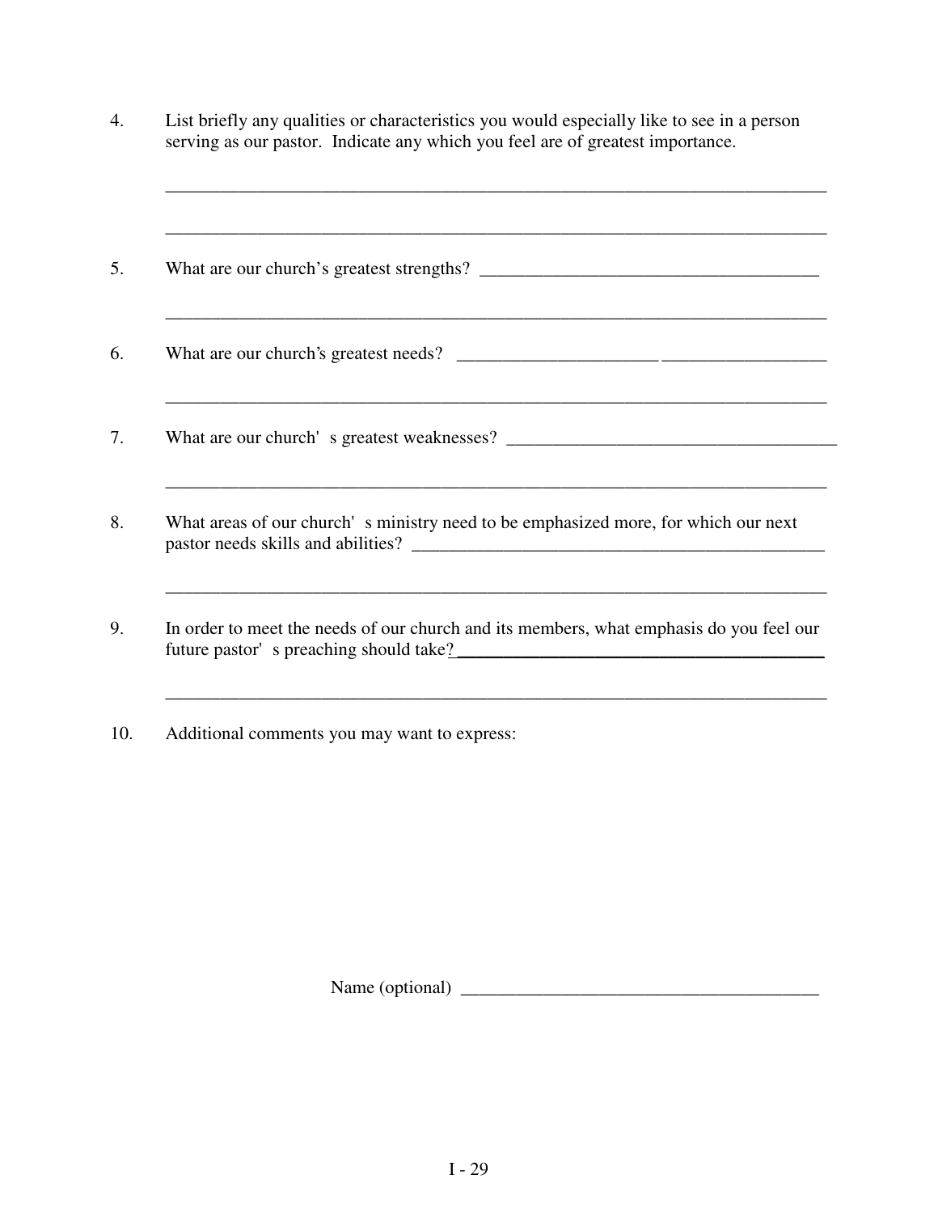4. List briefly any qualities or characteristics you would especially like to see in a person serving as our pastor. Indicate any which you feel are of greatest importance.

   ___________________________________________________________________________

   ___________________________________________________________________________

5. What are our church's greatest strengths? _____________________________________

   ___________________________________________________________________________

6. What are our church's greatest needs? ________________________________________

   ___________________________________________________________________________

7. What are our church' s greatest weaknesses? ___________________________________

   ___________________________________________________________________________

8. What areas of our church' s ministry need to be emphasized more, for which our next pastor needs skills and abilities? ______________________________________________

   ___________________________________________________________________________

9. In order to meet the needs of our church and its members, what emphasis do you feel our future pastor' s preaching should take?________________________________________

   ___________________________________________________________________________

10. Additional comments you may want to express:

Name (optional) ________________________________________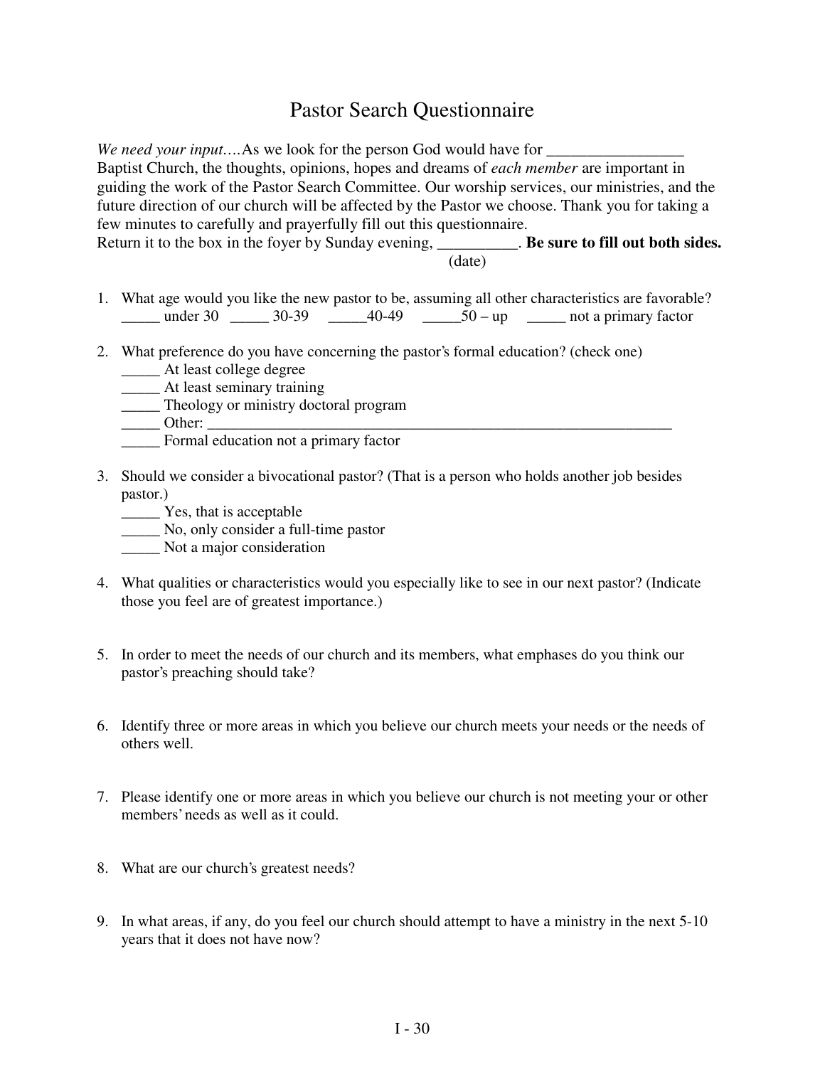# Pastor Search Questionnaire

*We need your input….*As we look for the person God would have for _________________ Baptist Church, the thoughts, opinions, hopes and dreams of *each member* are important in guiding the work of the Pastor Search Committee. Our worship services, our ministries, and the future direction of our church will be affected by the Pastor we choose. Thank you for taking a few minutes to carefully and prayerfully fill out this questionnaire.
Return it to the box in the foyer by Sunday evening, __________. **Be sure to fill out both sides.**
(date)

1. What age would you like the new pastor to be, assuming all other characteristics are favorable?
   _____ under 30 _____ 30-39 _____40-49 _____50 – up _____ not a primary factor

2. What preference do you have concerning the pastor's formal education? (check one)
   _____ At least college degree
   _____ At least seminary training
   _____ Theology or ministry doctoral program
   _____ Other: _________________________________________________________________
   _____ Formal education not a primary factor

3. Should we consider a bivocational pastor? (That is a person who holds another job besides pastor.)
   _____ Yes, that is acceptable
   _____ No, only consider a full-time pastor
   _____ Not a major consideration

4. What qualities or characteristics would you especially like to see in our next pastor? (Indicate those you feel are of greatest importance.)

5. In order to meet the needs of our church and its members, what emphases do you think our pastor's preaching should take?

6. Identify three or more areas in which you believe our church meets your needs or the needs of others well.

7. Please identify one or more areas in which you believe our church is not meeting your or other members' needs as well as it could.

8. What are our church's greatest needs?

9. In what areas, if any, do you feel our church should attempt to have a ministry in the next 5-10 years that it does not have now?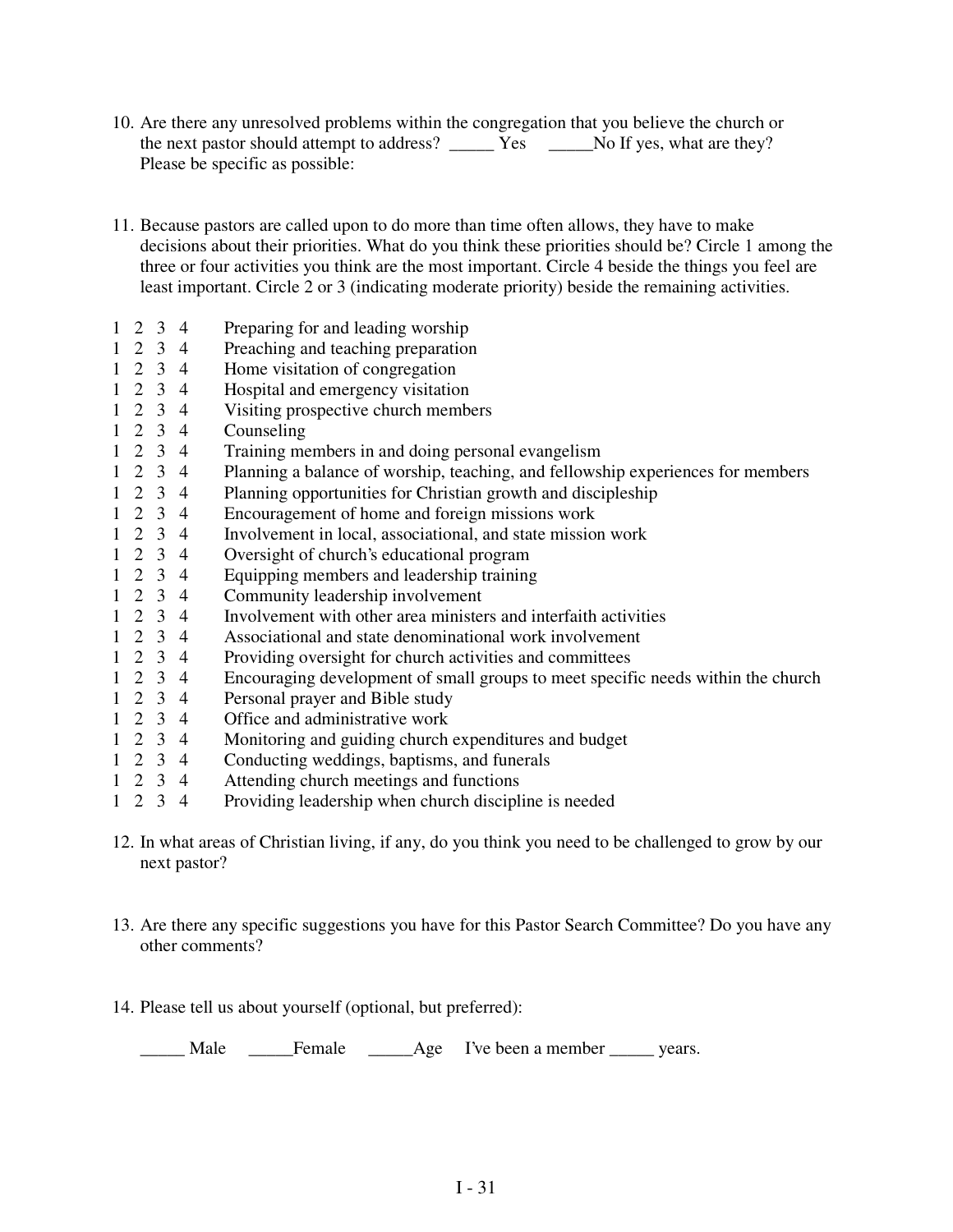10. Are there any unresolved problems within the congregation that you believe the church or the next pastor should attempt to address? _____ Yes _____No If yes, what are they? Please be specific as possible:

11. Because pastors are called upon to do more than time often allows, they have to make decisions about their priorities. What do you think these priorities should be? Circle 1 among the three or four activities you think are the most important. Circle 4 beside the things you feel are least important. Circle 2 or 3 (indicating moderate priority) beside the remaining activities.

1 2 3 4 Preparing for and leading worship
1 2 3 4 Preaching and teaching preparation
1 2 3 4 Home visitation of congregation
1 2 3 4 Hospital and emergency visitation
1 2 3 4 Visiting prospective church members
1 2 3 4 Counseling
1 2 3 4 Training members in and doing personal evangelism
1 2 3 4 Planning a balance of worship, teaching, and fellowship experiences for members
1 2 3 4 Planning opportunities for Christian growth and discipleship
1 2 3 4 Encouragement of home and foreign missions work
1 2 3 4 Involvement in local, associational, and state mission work
1 2 3 4 Oversight of church's educational program
1 2 3 4 Equipping members and leadership training
1 2 3 4 Community leadership involvement
1 2 3 4 Involvement with other area ministers and interfaith activities
1 2 3 4 Associational and state denominational work involvement
1 2 3 4 Providing oversight for church activities and committees
1 2 3 4 Encouraging development of small groups to meet specific needs within the church
1 2 3 4 Personal prayer and Bible study
1 2 3 4 Office and administrative work
1 2 3 4 Monitoring and guiding church expenditures and budget
1 2 3 4 Conducting weddings, baptisms, and funerals
1 2 3 4 Attending church meetings and functions
1 2 3 4 Providing leadership when church discipline is needed

12. In what areas of Christian living, if any, do you think you need to be challenged to grow by our next pastor?

13. Are there any specific suggestions you have for this Pastor Search Committee? Do you have any other comments?

14. Please tell us about yourself (optional, but preferred):

_____ Male _____Female _____Age I've been a member _____ years.